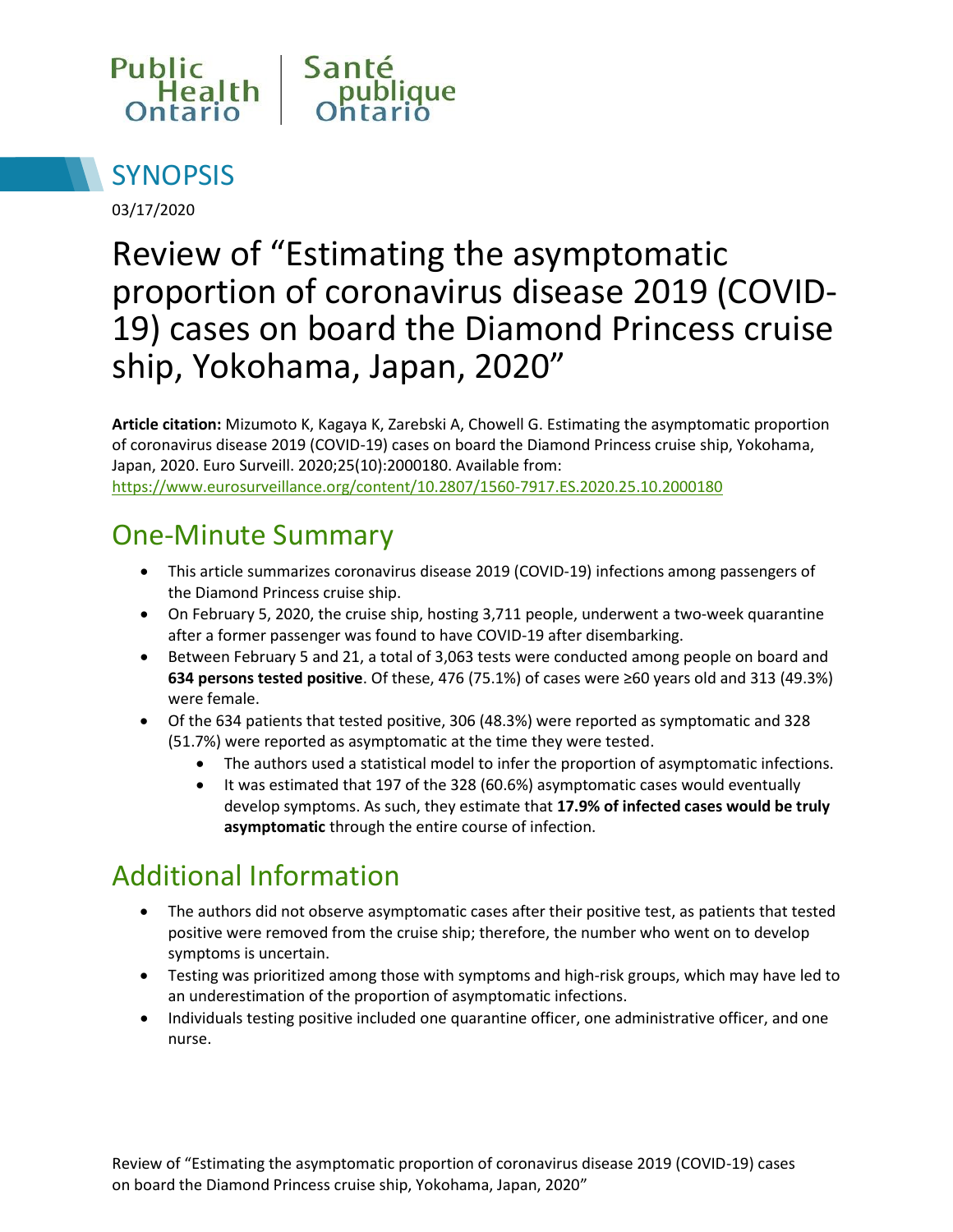Public Health Ontario | Santé publique Ontario

# SYNOPSIS

03/17/2020

# Review of "Estimating the asymptomatic proportion of coronavirus disease 2019 (COVID-19) cases on board the Diamond Princess cruise ship, Yokohama, Japan, 2020"

**Article citation:** Mizumoto K, Kagaya K, Zarebski A, Chowell G. Estimating the asymptomatic proportion of coronavirus disease 2019 (COVID-19) cases on board the Diamond Princess cruise ship, Yokohama, Japan, 2020. Euro Surveill. 2020;25(10):2000180. Available from: https://www.eurosurveillance.org/content/10.2807/1560-7917.ES.2020.25.10.2000180

## One-Minute Summary

- This article summarizes coronavirus disease 2019 (COVID-19) infections among passengers of the Diamond Princess cruise ship.
- On February 5, 2020, the cruise ship, hosting 3,711 people, underwent a two-week quarantine after a former passenger was found to have COVID-19 after disembarking.
- Between February 5 and 21, a total of 3,063 tests were conducted among people on board and **634 persons tested positive**. Of these, 476 (75.1%) of cases were ≥60 years old and 313 (49.3%) were female.
- Of the 634 patients that tested positive, 306 (48.3%) were reported as symptomatic and 328 (51.7%) were reported as asymptomatic at the time they were tested.
  - The authors used a statistical model to infer the proportion of asymptomatic infections.
  - It was estimated that 197 of the 328 (60.6%) asymptomatic cases would eventually develop symptoms. As such, they estimate that **17.9% of infected cases would be truly asymptomatic** through the entire course of infection.

## Additional Information

- The authors did not observe asymptomatic cases after their positive test, as patients that tested positive were removed from the cruise ship; therefore, the number who went on to develop symptoms is uncertain.
- Testing was prioritized among those with symptoms and high-risk groups, which may have led to an underestimation of the proportion of asymptomatic infections.
- Individuals testing positive included one quarantine officer, one administrative officer, and one nurse.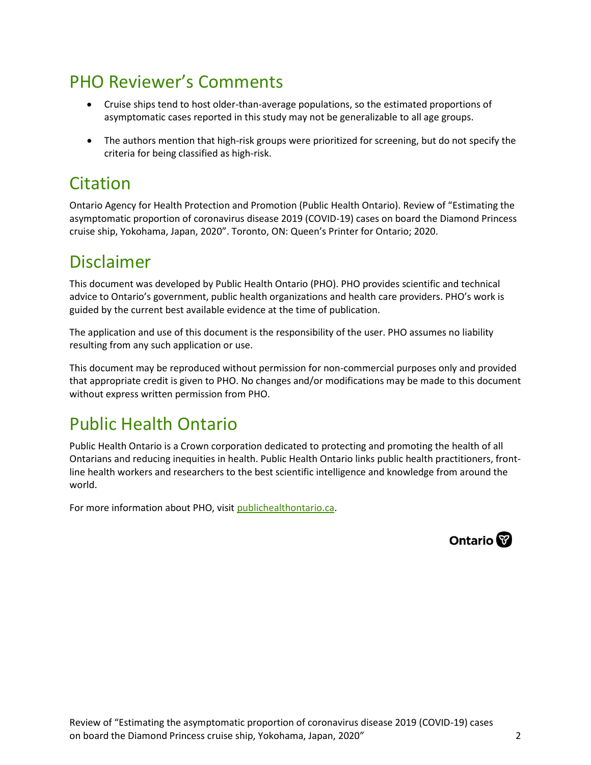## PHO Reviewer's Comments

- Cruise ships tend to host older-than-average populations, so the estimated proportions of asymptomatic cases reported in this study may not be generalizable to all age groups.
- The authors mention that high-risk groups were prioritized for screening, but do not specify the criteria for being classified as high-risk.

## Citation

Ontario Agency for Health Protection and Promotion (Public Health Ontario). Review of "Estimating the asymptomatic proportion of coronavirus disease 2019 (COVID-19) cases on board the Diamond Princess cruise ship, Yokohama, Japan, 2020". Toronto, ON: Queen's Printer for Ontario; 2020.

## Disclaimer

This document was developed by Public Health Ontario (PHO). PHO provides scientific and technical advice to Ontario's government, public health organizations and health care providers. PHO's work is guided by the current best available evidence at the time of publication.

The application and use of this document is the responsibility of the user. PHO assumes no liability resulting from any such application or use.

This document may be reproduced without permission for non-commercial purposes only and provided that appropriate credit is given to PHO. No changes and/or modifications may be made to this document without express written permission from PHO.

## Public Health Ontario

Public Health Ontario is a Crown corporation dedicated to protecting and promoting the health of all Ontarians and reducing inequities in health. Public Health Ontario links public health practitioners, front-line health workers and researchers to the best scientific intelligence and knowledge from around the world.

For more information about PHO, visit [publichealthontario.ca](https://www.publichealthontario.ca).

Ontario